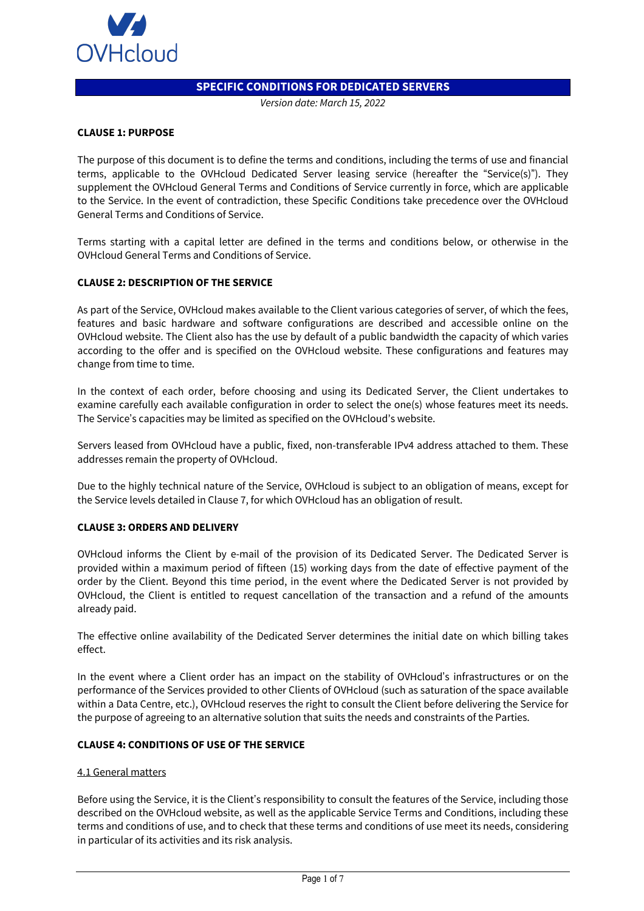# SPECIFIC CONDITIONS FOR DEDICATED SERVERS

*Version date: March 15, 2022*

## CLAUSE 1: PURPOSE

The purpose of this document is to define the terms and conditions, including the terms of use and financial terms, applicable to the OVHcloud Dedicated Server leasing service (hereafter the "Service(s)"). They supplement the OVHcloud General Terms and Conditions of Service currently in force, which are applicable to the Service. In the event of contradiction, these Specific Conditions take precedence over the OVHcloud General Terms and Conditions of Service.

Terms starting with a capital letter are defined in the terms and conditions below, or otherwise in the OVHcloud General Terms and Conditions of Service.

## CLAUSE 2: DESCRIPTION OF THE SERVICE

As part of the Service, OVHcloud makes available to the Client various categories of server, of which the fees, features and basic hardware and software configurations are described and accessible online on the OVHcloud website. The Client also has the use by default of a public bandwidth the capacity of which varies according to the offer and is specified on the OVHcloud website. These configurations and features may change from time to time.

In the context of each order, before choosing and using its Dedicated Server, the Client undertakes to examine carefully each available configuration in order to select the one(s) whose features meet its needs. The Service's capacities may be limited as specified on the OVHcloud's website.

Servers leased from OVHcloud have a public, fixed, non-transferable IPv4 address attached to them. These addresses remain the property of OVHcloud.

Due to the highly technical nature of the Service, OVHcloud is subject to an obligation of means, except for the Service levels detailed in Clause 7, for which OVHcloud has an obligation of result.

## CLAUSE 3: ORDERS AND DELIVERY

OVHcloud informs the Client by e-mail of the provision of its Dedicated Server. The Dedicated Server is provided within a maximum period of fifteen (15) working days from the date of effective payment of the order by the Client. Beyond this time period, in the event where the Dedicated Server is not provided by OVHcloud, the Client is entitled to request cancellation of the transaction and a refund of the amounts already paid.

The effective online availability of the Dedicated Server determines the initial date on which billing takes effect.

In the event where a Client order has an impact on the stability of OVHcloud's infrastructures or on the performance of the Services provided to other Clients of OVHcloud (such as saturation of the space available within a Data Centre, etc.), OVHcloud reserves the right to consult the Client before delivering the Service for the purpose of agreeing to an alternative solution that suits the needs and constraints of the Parties.

## CLAUSE 4: CONDITIONS OF USE OF THE SERVICE

### 4.1 General matters

Before using the Service, it is the Client's responsibility to consult the features of the Service, including those described on the OVHcloud website, as well as the applicable Service Terms and Conditions, including these terms and conditions of use, and to check that these terms and conditions of use meet its needs, considering in particular of its activities and its risk analysis.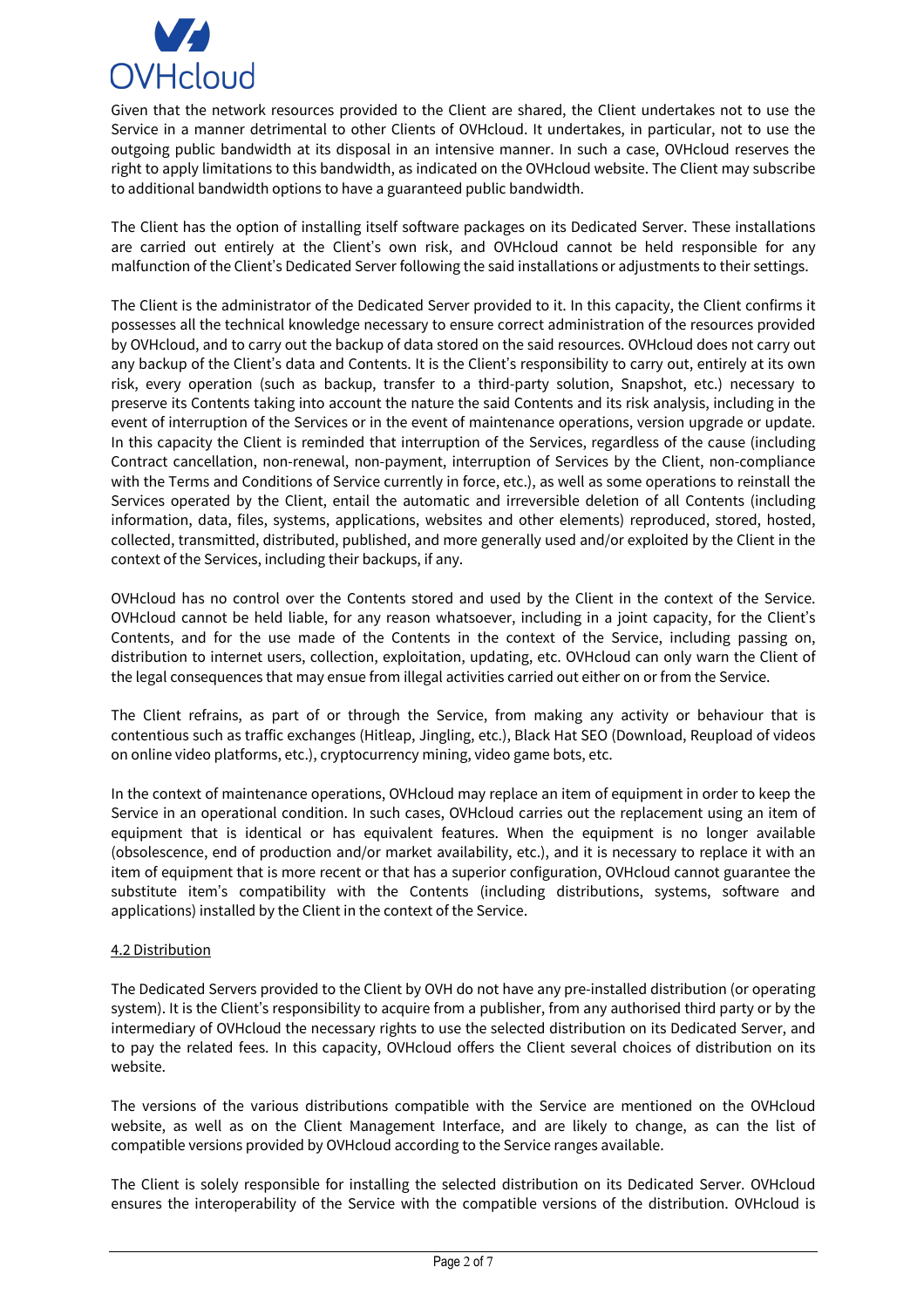Given that the network resources provided to the Client are shared, the Client undertakes not to use the Service in a manner detrimental to other Clients of OVHcloud. It undertakes, in particular, not to use the outgoing public bandwidth at its disposal in an intensive manner. In such a case, OVHcloud reserves the right to apply limitations to this bandwidth, as indicated on the OVHcloud website. The Client may subscribe to additional bandwidth options to have a guaranteed public bandwidth.

The Client has the option of installing itself software packages on its Dedicated Server. These installations are carried out entirely at the Client's own risk, and OVHcloud cannot be held responsible for any malfunction of the Client's Dedicated Server following the said installations or adjustments to their settings.

The Client is the administrator of the Dedicated Server provided to it. In this capacity, the Client confirms it possesses all the technical knowledge necessary to ensure correct administration of the resources provided by OVHcloud, and to carry out the backup of data stored on the said resources. OVHcloud does not carry out any backup of the Client's data and Contents. It is the Client's responsibility to carry out, entirely at its own risk, every operation (such as backup, transfer to a third-party solution, Snapshot, etc.) necessary to preserve its Contents taking into account the nature the said Contents and its risk analysis, including in the event of interruption of the Services or in the event of maintenance operations, version upgrade or update. In this capacity the Client is reminded that interruption of the Services, regardless of the cause (including Contract cancellation, non-renewal, non-payment, interruption of Services by the Client, non-compliance with the Terms and Conditions of Service currently in force, etc.), as well as some operations to reinstall the Services operated by the Client, entail the automatic and irreversible deletion of all Contents (including information, data, files, systems, applications, websites and other elements) reproduced, stored, hosted, collected, transmitted, distributed, published, and more generally used and/or exploited by the Client in the context of the Services, including their backups, if any.

OVHcloud has no control over the Contents stored and used by the Client in the context of the Service. OVHcloud cannot be held liable, for any reason whatsoever, including in a joint capacity, for the Client's Contents, and for the use made of the Contents in the context of the Service, including passing on, distribution to internet users, collection, exploitation, updating, etc. OVHcloud can only warn the Client of the legal consequences that may ensue from illegal activities carried out either on or from the Service.

The Client refrains, as part of or through the Service, from making any activity or behaviour that is contentious such as traffic exchanges (Hitleap, Jingling, etc.), Black Hat SEO (Download, Reupload of videos on online video platforms, etc.), cryptocurrency mining, video game bots, etc.

In the context of maintenance operations, OVHcloud may replace an item of equipment in order to keep the Service in an operational condition. In such cases, OVHcloud carries out the replacement using an item of equipment that is identical or has equivalent features. When the equipment is no longer available (obsolescence, end of production and/or market availability, etc.), and it is necessary to replace it with an item of equipment that is more recent or that has a superior configuration, OVHcloud cannot guarantee the substitute item's compatibility with the Contents (including distributions, systems, software and applications) installed by the Client in the context of the Service.

### 4.2 Distribution

The Dedicated Servers provided to the Client by OVH do not have any pre-installed distribution (or operating system). It is the Client's responsibility to acquire from a publisher, from any authorised third party or by the intermediary of OVHcloud the necessary rights to use the selected distribution on its Dedicated Server, and to pay the related fees. In this capacity, OVHcloud offers the Client several choices of distribution on its website.

The versions of the various distributions compatible with the Service are mentioned on the OVHcloud website, as well as on the Client Management Interface, and are likely to change, as can the list of compatible versions provided by OVHcloud according to the Service ranges available.

The Client is solely responsible for installing the selected distribution on its Dedicated Server. OVHcloud ensures the interoperability of the Service with the compatible versions of the distribution. OVHcloud is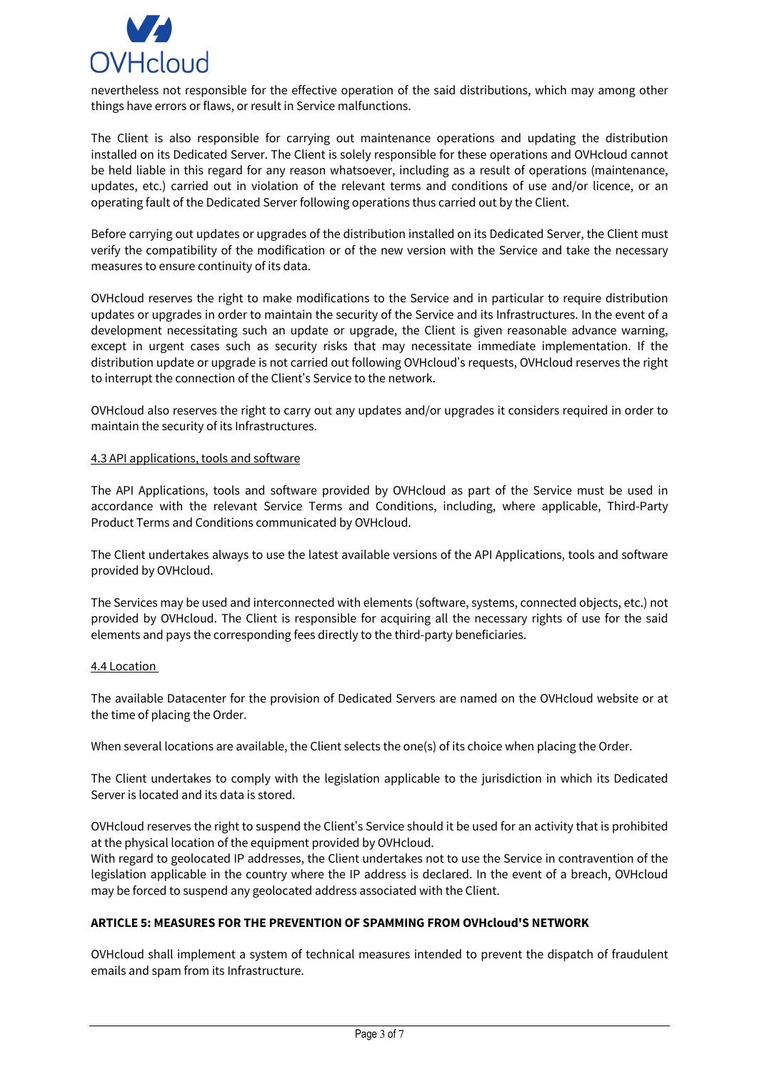nevertheless not responsible for the effective operation of the said distributions, which may among other things have errors or flaws, or result in Service malfunctions.

The Client is also responsible for carrying out maintenance operations and updating the distribution installed on its Dedicated Server. The Client is solely responsible for these operations and OVHcloud cannot be held liable in this regard for any reason whatsoever, including as a result of operations (maintenance, updates, etc.) carried out in violation of the relevant terms and conditions of use and/or licence, or an operating fault of the Dedicated Server following operations thus carried out by the Client.

Before carrying out updates or upgrades of the distribution installed on its Dedicated Server, the Client must verify the compatibility of the modification or of the new version with the Service and take the necessary measures to ensure continuity of its data.

OVHcloud reserves the right to make modifications to the Service and in particular to require distribution updates or upgrades in order to maintain the security of the Service and its Infrastructures. In the event of a development necessitating such an update or upgrade, the Client is given reasonable advance warning, except in urgent cases such as security risks that may necessitate immediate implementation. If the distribution update or upgrade is not carried out following OVHcloud's requests, OVHcloud reserves the right to interrupt the connection of the Client's Service to the network.

OVHcloud also reserves the right to carry out any updates and/or upgrades it considers required in order to maintain the security of its Infrastructures.

### 4.3 API applications, tools and software

The API Applications, tools and software provided by OVHcloud as part of the Service must be used in accordance with the relevant Service Terms and Conditions, including, where applicable, Third-Party Product Terms and Conditions communicated by OVHcloud.

The Client undertakes always to use the latest available versions of the API Applications, tools and software provided by OVHcloud.

The Services may be used and interconnected with elements (software, systems, connected objects, etc.) not provided by OVHcloud. The Client is responsible for acquiring all the necessary rights of use for the said elements and pays the corresponding fees directly to the third-party beneficiaries.

### 4.4 Location

The available Datacenter for the provision of Dedicated Servers are named on the OVHcloud website or at the time of placing the Order.

When several locations are available, the Client selects the one(s) of its choice when placing the Order.

The Client undertakes to comply with the legislation applicable to the jurisdiction in which its Dedicated Server is located and its data is stored.

OVHcloud reserves the right to suspend the Client's Service should it be used for an activity that is prohibited at the physical location of the equipment provided by OVHcloud.
With regard to geolocated IP addresses, the Client undertakes not to use the Service in contravention of the legislation applicable in the country where the IP address is declared. In the event of a breach, OVHcloud may be forced to suspend any geolocated address associated with the Client.

## ARTICLE 5: MEASURES FOR THE PREVENTION OF SPAMMING FROM OVHcloud'S NETWORK

OVHcloud shall implement a system of technical measures intended to prevent the dispatch of fraudulent emails and spam from its Infrastructure.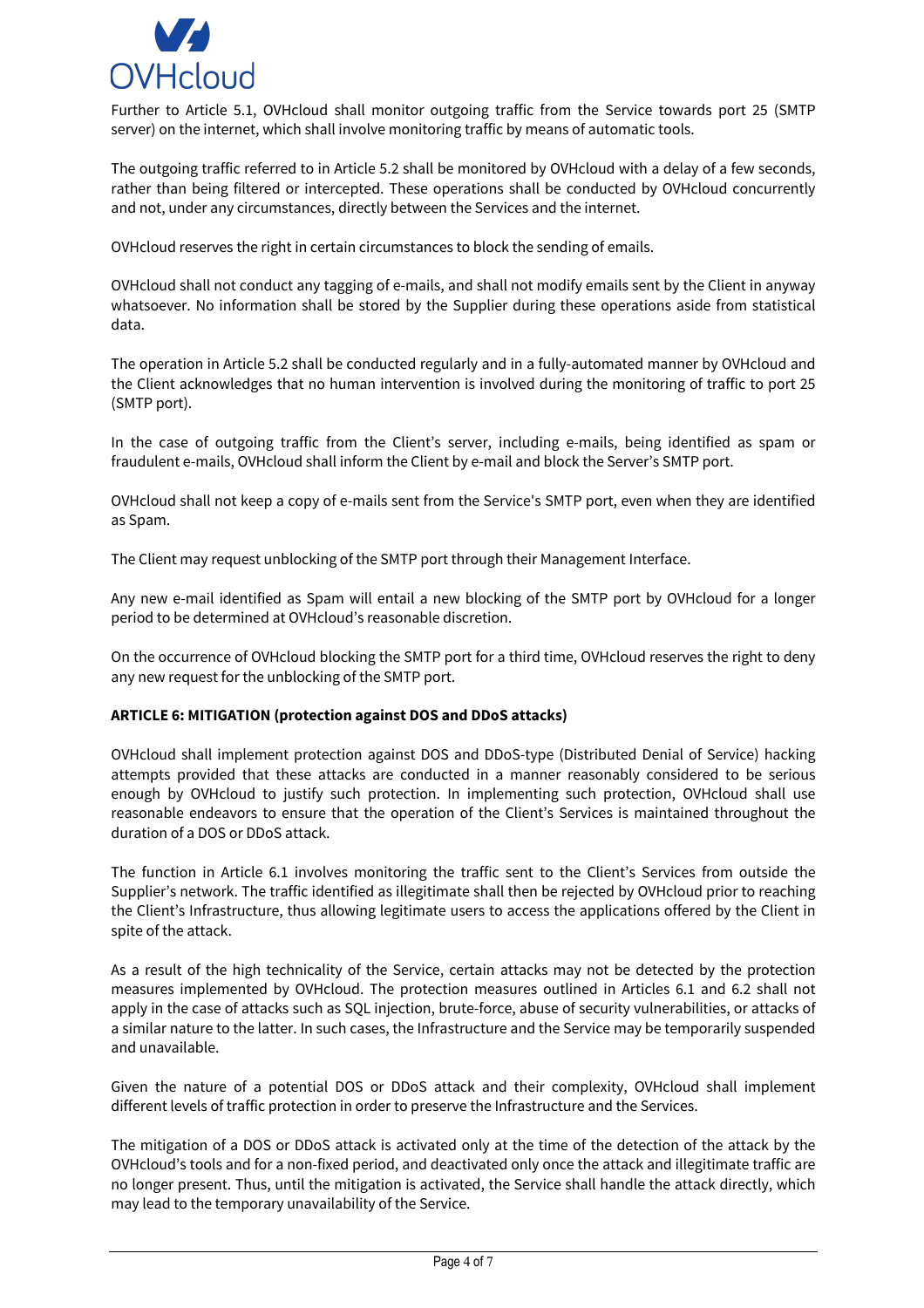Further to Article 5.1, OVHcloud shall monitor outgoing traffic from the Service towards port 25 (SMTP server) on the internet, which shall involve monitoring traffic by means of automatic tools.

The outgoing traffic referred to in Article 5.2 shall be monitored by OVHcloud with a delay of a few seconds, rather than being filtered or intercepted. These operations shall be conducted by OVHcloud concurrently and not, under any circumstances, directly between the Services and the internet.

OVHcloud reserves the right in certain circumstances to block the sending of emails.

OVHcloud shall not conduct any tagging of e-mails, and shall not modify emails sent by the Client in anyway whatsoever. No information shall be stored by the Supplier during these operations aside from statistical data.

The operation in Article 5.2 shall be conducted regularly and in a fully-automated manner by OVHcloud and the Client acknowledges that no human intervention is involved during the monitoring of traffic to port 25 (SMTP port).

In the case of outgoing traffic from the Client's server, including e-mails, being identified as spam or fraudulent e-mails, OVHcloud shall inform the Client by e-mail and block the Server's SMTP port.

OVHcloud shall not keep a copy of e-mails sent from the Service's SMTP port, even when they are identified as Spam.

The Client may request unblocking of the SMTP port through their Management Interface.

Any new e-mail identified as Spam will entail a new blocking of the SMTP port by OVHcloud for a longer period to be determined at OVHcloud's reasonable discretion.

On the occurrence of OVHcloud blocking the SMTP port for a third time, OVHcloud reserves the right to deny any new request for the unblocking of the SMTP port.

**ARTICLE 6: MITIGATION (protection against DOS and DDoS attacks)**

OVHcloud shall implement protection against DOS and DDoS-type (Distributed Denial of Service) hacking attempts provided that these attacks are conducted in a manner reasonably considered to be serious enough by OVHcloud to justify such protection. In implementing such protection, OVHcloud shall use reasonable endeavors to ensure that the operation of the Client's Services is maintained throughout the duration of a DOS or DDoS attack.

The function in Article 6.1 involves monitoring the traffic sent to the Client's Services from outside the Supplier's network. The traffic identified as illegitimate shall then be rejected by OVHcloud prior to reaching the Client's Infrastructure, thus allowing legitimate users to access the applications offered by the Client in spite of the attack.

As a result of the high technicality of the Service, certain attacks may not be detected by the protection measures implemented by OVHcloud. The protection measures outlined in Articles 6.1 and 6.2 shall not apply in the case of attacks such as SQL injection, brute-force, abuse of security vulnerabilities, or attacks of a similar nature to the latter. In such cases, the Infrastructure and the Service may be temporarily suspended and unavailable.

Given the nature of a potential DOS or DDoS attack and their complexity, OVHcloud shall implement different levels of traffic protection in order to preserve the Infrastructure and the Services.

The mitigation of a DOS or DDoS attack is activated only at the time of the detection of the attack by the OVHcloud's tools and for a non-fixed period, and deactivated only once the attack and illegitimate traffic are no longer present. Thus, until the mitigation is activated, the Service shall handle the attack directly, which may lead to the temporary unavailability of the Service.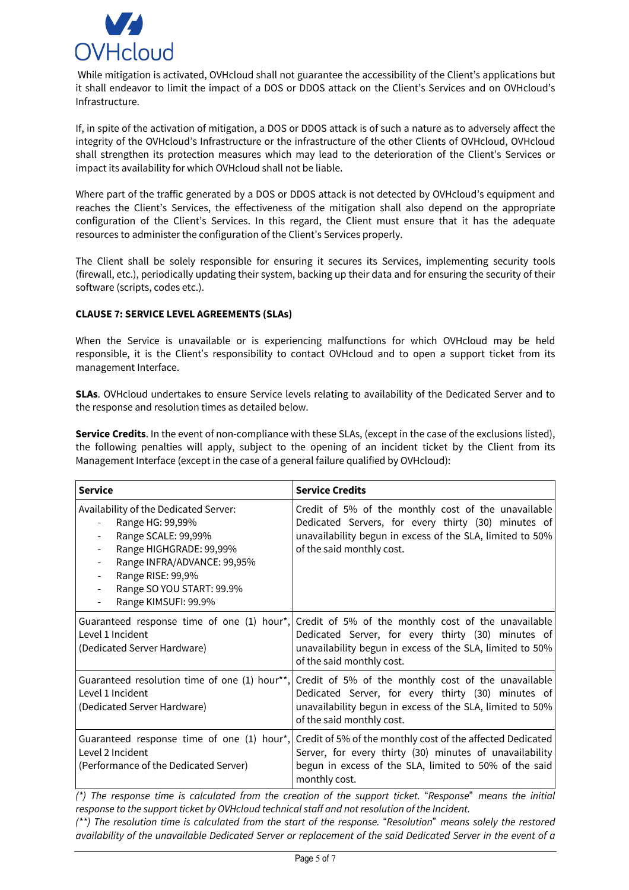While mitigation is activated, OVHcloud shall not guarantee the accessibility of the Client's applications but it shall endeavor to limit the impact of a DOS or DDOS attack on the Client's Services and on OVHcloud's Infrastructure.

If, in spite of the activation of mitigation, a DOS or DDOS attack is of such a nature as to adversely affect the integrity of the OVHcloud's Infrastructure or the infrastructure of the other Clients of OVHcloud, OVHcloud shall strengthen its protection measures which may lead to the deterioration of the Client's Services or impact its availability for which OVHcloud shall not be liable.

Where part of the traffic generated by a DOS or DDOS attack is not detected by OVHcloud's equipment and reaches the Client's Services, the effectiveness of the mitigation shall also depend on the appropriate configuration of the Client's Services. In this regard, the Client must ensure that it has the adequate resources to administer the configuration of the Client's Services properly.

The Client shall be solely responsible for ensuring it secures its Services, implementing security tools (firewall, etc.), periodically updating their system, backing up their data and for ensuring the security of their software (scripts, codes etc.).

**CLAUSE 7: SERVICE LEVEL AGREEMENTS (SLAs)**

When the Service is unavailable or is experiencing malfunctions for which OVHcloud may be held responsible, it is the Client's responsibility to contact OVHcloud and to open a support ticket from its management Interface.

**SLAs**. OVHcloud undertakes to ensure Service levels relating to availability of the Dedicated Server and to the response and resolution times as detailed below.

**Service Credits**. In the event of non-compliance with these SLAs, (except in the case of the exclusions listed), the following penalties will apply, subject to the opening of an incident ticket by the Client from its Management Interface (except in the case of a general failure qualified by OVHcloud):

| **Service** | **Service Credits** |
|---|---|
| Availability of the Dedicated Server:<br>- Range HG: 99,99%<br>- Range SCALE: 99,99%<br>- Range HIGHGRADE: 99,99%<br>- Range INFRA/ADVANCE: 99,95%<br>- Range RISE: 99,9%<br>- Range SO YOU START: 99.9%<br>- Range KIMSUFI: 99.9% | Credit of 5% of the monthly cost of the unavailable Dedicated Servers, for every thirty (30) minutes of unavailability begun in excess of the SLA, limited to 50% of the said monthly cost. |
| Guaranteed response time of one (1) hour*, Level 1 Incident<br>(Dedicated Server Hardware) | Credit of 5% of the monthly cost of the unavailable Dedicated Server, for every thirty (30) minutes of unavailability begun in excess of the SLA, limited to 50% of the said monthly cost. |
| Guaranteed resolution time of one (1) hour**, Level 1 Incident<br>(Dedicated Server Hardware) | Credit of 5% of the monthly cost of the unavailable Dedicated Server, for every thirty (30) minutes of unavailability begun in excess of the SLA, limited to 50% of the said monthly cost. |
| Guaranteed response time of one (1) hour*, Level 2 Incident<br>(Performance of the Dedicated Server) | Credit of 5% of the monthly cost of the affected Dedicated Server, for every thirty (30) minutes of unavailability begun in excess of the SLA, limited to 50% of the said monthly cost. |

*(\*) The response time is calculated from the creation of the support ticket. "Response" means the initial response to the support ticket by OVHcloud technical staff and not resolution of the Incident.*

*(\*\*) The resolution time is calculated from the start of the response. "Resolution" means solely the restored availability of the unavailable Dedicated Server or replacement of the said Dedicated Server in the event of a*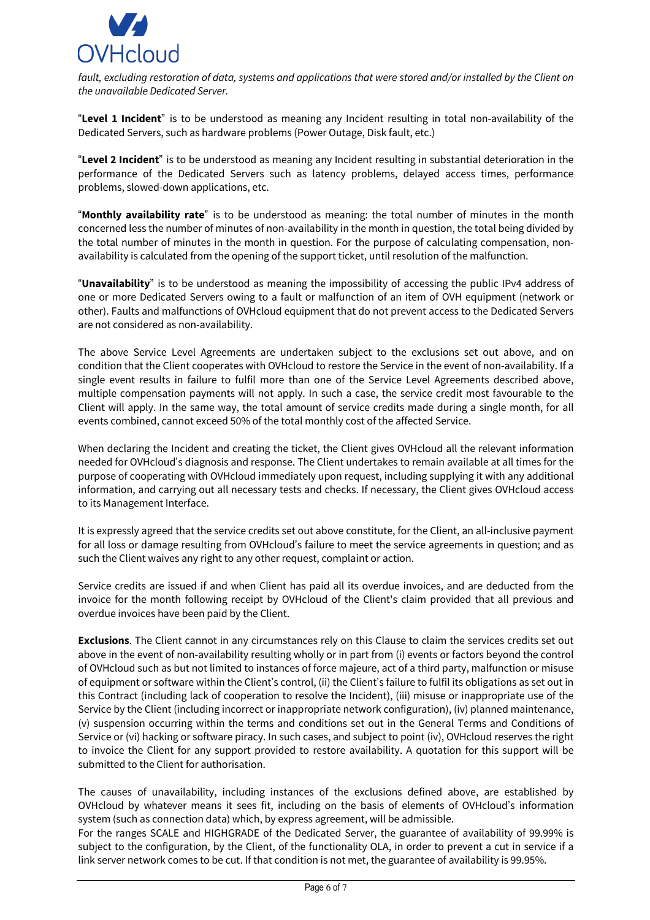*fault, excluding restoration of data, systems and applications that were stored and/or installed by the Client on the unavailable Dedicated Server.*

"**Level 1 Incident**" is to be understood as meaning any Incident resulting in total non-availability of the Dedicated Servers, such as hardware problems (Power Outage, Disk fault, etc.)

"**Level 2 Incident**" is to be understood as meaning any Incident resulting in substantial deterioration in the performance of the Dedicated Servers such as latency problems, delayed access times, performance problems, slowed-down applications, etc.

"**Monthly availability rate**" is to be understood as meaning: the total number of minutes in the month concerned less the number of minutes of non-availability in the month in question, the total being divided by the total number of minutes in the month in question. For the purpose of calculating compensation, non-availability is calculated from the opening of the support ticket, until resolution of the malfunction.

"**Unavailability**" is to be understood as meaning the impossibility of accessing the public IPv4 address of one or more Dedicated Servers owing to a fault or malfunction of an item of OVH equipment (network or other). Faults and malfunctions of OVHcloud equipment that do not prevent access to the Dedicated Servers are not considered as non-availability.

The above Service Level Agreements are undertaken subject to the exclusions set out above, and on condition that the Client cooperates with OVHcloud to restore the Service in the event of non-availability. If a single event results in failure to fulfil more than one of the Service Level Agreements described above, multiple compensation payments will not apply. In such a case, the service credit most favourable to the Client will apply. In the same way, the total amount of service credits made during a single month, for all events combined, cannot exceed 50% of the total monthly cost of the affected Service.

When declaring the Incident and creating the ticket, the Client gives OVHcloud all the relevant information needed for OVHcloud's diagnosis and response. The Client undertakes to remain available at all times for the purpose of cooperating with OVHcloud immediately upon request, including supplying it with any additional information, and carrying out all necessary tests and checks. If necessary, the Client gives OVHcloud access to its Management Interface.

It is expressly agreed that the service credits set out above constitute, for the Client, an all-inclusive payment for all loss or damage resulting from OVHcloud's failure to meet the service agreements in question; and as such the Client waives any right to any other request, complaint or action.

Service credits are issued if and when Client has paid all its overdue invoices, and are deducted from the invoice for the month following receipt by OVHcloud of the Client's claim provided that all previous and overdue invoices have been paid by the Client.

**Exclusions**. The Client cannot in any circumstances rely on this Clause to claim the services credits set out above in the event of non-availability resulting wholly or in part from (i) events or factors beyond the control of OVHcloud such as but not limited to instances of force majeure, act of a third party, malfunction or misuse of equipment or software within the Client's control, (ii) the Client's failure to fulfil its obligations as set out in this Contract (including lack of cooperation to resolve the Incident), (iii) misuse or inappropriate use of the Service by the Client (including incorrect or inappropriate network configuration), (iv) planned maintenance, (v) suspension occurring within the terms and conditions set out in the General Terms and Conditions of Service or (vi) hacking or software piracy. In such cases, and subject to point (iv), OVHcloud reserves the right to invoice the Client for any support provided to restore availability. A quotation for this support will be submitted to the Client for authorisation.

The causes of unavailability, including instances of the exclusions defined above, are established by OVHcloud by whatever means it sees fit, including on the basis of elements of OVHcloud's information system (such as connection data) which, by express agreement, will be admissible.
For the ranges SCALE and HIGHGRADE of the Dedicated Server, the guarantee of availability of 99.99% is subject to the configuration, by the Client, of the functionality OLA, in order to prevent a cut in service if a link server network comes to be cut. If that condition is not met, the guarantee of availability is 99.95%.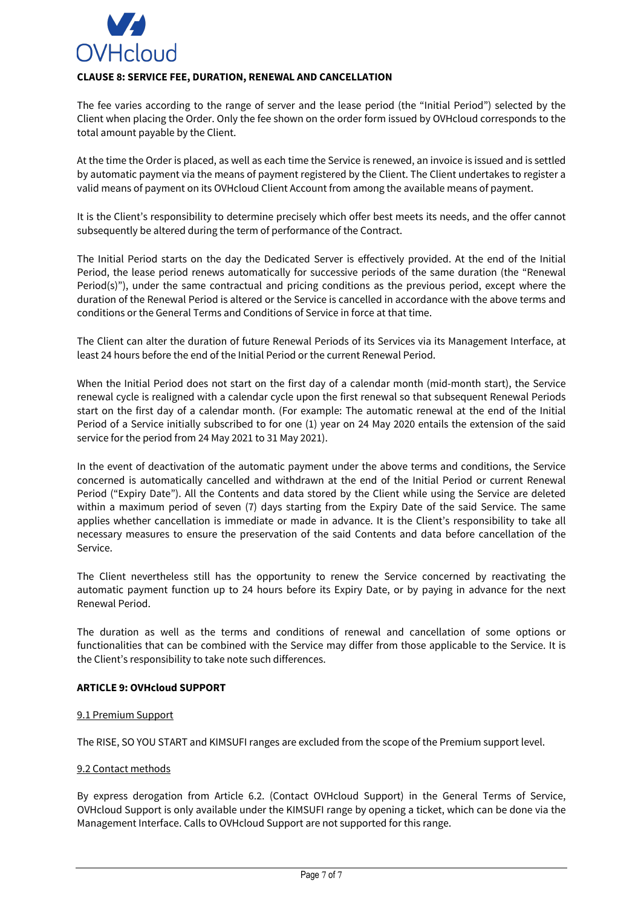**CLAUSE 8: SERVICE FEE, DURATION, RENEWAL AND CANCELLATION**

The fee varies according to the range of server and the lease period (the "Initial Period") selected by the Client when placing the Order. Only the fee shown on the order form issued by OVHcloud corresponds to the total amount payable by the Client.

At the time the Order is placed, as well as each time the Service is renewed, an invoice is issued and is settled by automatic payment via the means of payment registered by the Client. The Client undertakes to register a valid means of payment on its OVHcloud Client Account from among the available means of payment.

It is the Client's responsibility to determine precisely which offer best meets its needs, and the offer cannot subsequently be altered during the term of performance of the Contract.

The Initial Period starts on the day the Dedicated Server is effectively provided. At the end of the Initial Period, the lease period renews automatically for successive periods of the same duration (the "Renewal Period(s)"), under the same contractual and pricing conditions as the previous period, except where the duration of the Renewal Period is altered or the Service is cancelled in accordance with the above terms and conditions or the General Terms and Conditions of Service in force at that time.

The Client can alter the duration of future Renewal Periods of its Services via its Management Interface, at least 24 hours before the end of the Initial Period or the current Renewal Period.

When the Initial Period does not start on the first day of a calendar month (mid-month start), the Service renewal cycle is realigned with a calendar cycle upon the first renewal so that subsequent Renewal Periods start on the first day of a calendar month. (For example: The automatic renewal at the end of the Initial Period of a Service initially subscribed to for one (1) year on 24 May 2020 entails the extension of the said service for the period from 24 May 2021 to 31 May 2021).

In the event of deactivation of the automatic payment under the above terms and conditions, the Service concerned is automatically cancelled and withdrawn at the end of the Initial Period or current Renewal Period ("Expiry Date"). All the Contents and data stored by the Client while using the Service are deleted within a maximum period of seven (7) days starting from the Expiry Date of the said Service. The same applies whether cancellation is immediate or made in advance. It is the Client's responsibility to take all necessary measures to ensure the preservation of the said Contents and data before cancellation of the Service.

The Client nevertheless still has the opportunity to renew the Service concerned by reactivating the automatic payment function up to 24 hours before its Expiry Date, or by paying in advance for the next Renewal Period.

The duration as well as the terms and conditions of renewal and cancellation of some options or functionalities that can be combined with the Service may differ from those applicable to the Service. It is the Client's responsibility to take note such differences.

**ARTICLE 9: OVHcloud SUPPORT**

9.1 Premium Support

The RISE, SO YOU START and KIMSUFI ranges are excluded from the scope of the Premium support level.

9.2 Contact methods

By express derogation from Article 6.2. (Contact OVHcloud Support) in the General Terms of Service, OVHcloud Support is only available under the KIMSUFI range by opening a ticket, which can be done via the Management Interface. Calls to OVHcloud Support are not supported for this range.